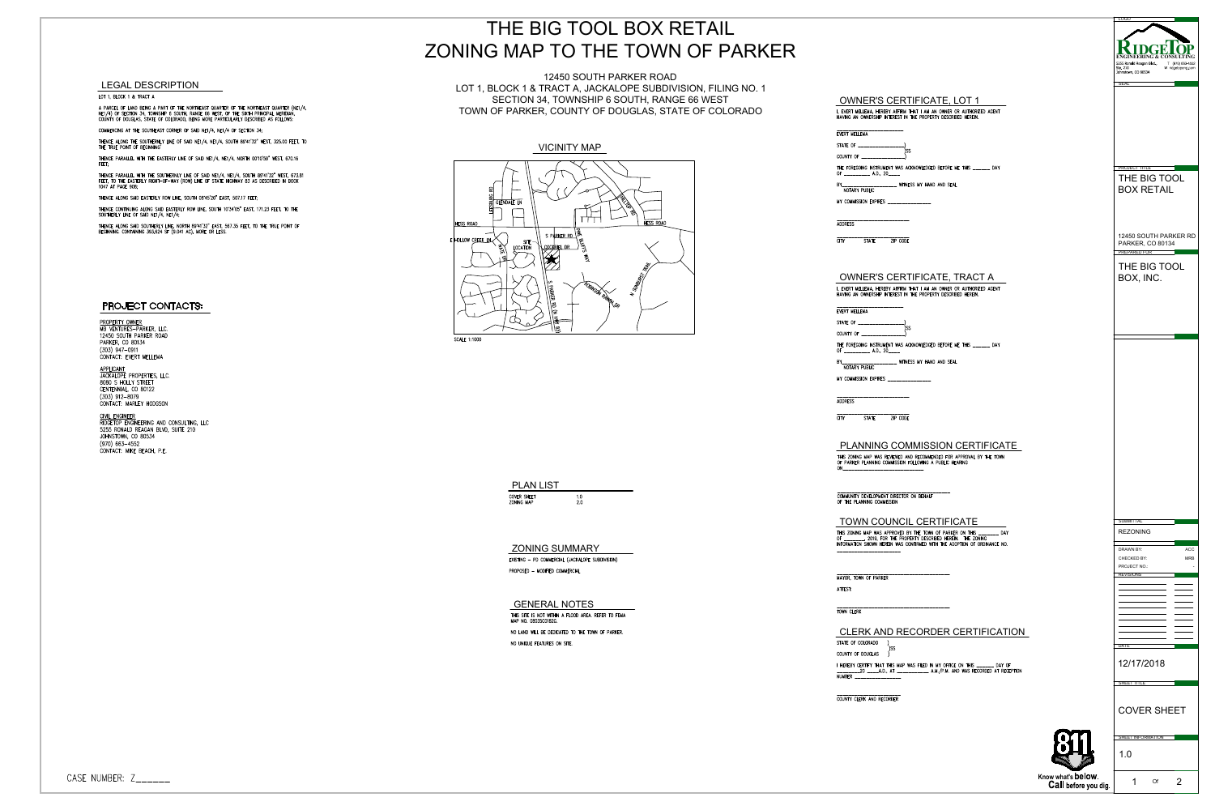# THE BIG TOOL BOX RETAIL
# ZONING MAP TO THE TOWN OF PARKER

12450 SOUTH PARKER ROAD
LOT 1, BLOCK 1 & TRACT A, JACKALOPE SUBDIVISION, FILING NO. 1
SECTION 34, TOWNSHIP 6 SOUTH, RANGE 66 WEST
TOWN OF PARKER, COUNTY OF DOUGLAS, STATE OF COLORADO

## LEGAL DESCRIPTION

LOT 1, BLOCK 1 & TRACT A

A PARCEL OF LAND BEING A PART OF THE NORTHEAST QUARTER OF THE NORTHEAST QUARTER (NE1/4, NE1/4) OF SECTION 34, TOWNSHIP 6 SOUTH, RANGE 66 WEST, OF THE SIXTH PRINCIPAL MERIDIAN, COUNTY OF DOUGLAS, STATE OF COLORADO, BEING MORE PARTICULARLY DESCRIBED AS FOLLOWS:

COMMENCING AT THE SOUTHEAST CORNER OF SAID NE1/4, NE1/4 OF SECTION 34;

THENCE ALONG THE SOUTHERNLY LINE OF SAID NE1/4, NE1/4, SOUTH 89°41'32" WEST, 325.00 FEET, TO THE TRUE POINT OF BEGINNING;

THENCE PARALLEL WITH THE EASTERLY LINE OF SAID NE1/4, NE1/4, NORTH 00°10'59" WEST, 670.16 FEET;

THENCE PARALLEL WITH THE SOUTHERNLY LINE OF SAID NE1/4, NE1/4, SOUTH 89°41'32" WEST, 673.61 FEET, TO THE EASTERLY RIGHT-OF-WAY (ROW) LINE OF STATE HIGHWAY 83 AS DESCRIBED IN BOOK 1047 AT PAGE 908;

THENCE ALONG SAID EASTERLY ROW LINE, SOUTH 08°45'20" EAST, 507.17 FEET;

THENCE CONTINUING ALONG SAID EASTERLY ROW LINE, SOUTH 10°34'05" EAST, 171.23 FEET, TO THE SOUTHERLY LINE OF SAID NE1/4, NE1/4;

THENCE ALONG SAID SOUTHERLY LINE, NORTH 89°41'32" EAST, 567.35 FEET, TO THE TRUE POINT OF BEGINNING. CONTAINING 393,624 SF (9.041 AC), MORE OR LESS.

## PROJECT CONTACTS:

PROPERTY OWNER
MB VENTURES-PARKER, LLC.
12450 SOUTH PARKER ROAD
PARKER, CO 80134
(303) 947-0911
CONTACT: EVERT MELLEMA

APPLICANT
JACKALOPE PROPERTIES, LLC.
8080 S HOLLY STREET
CENTENNIAL, CO 80122
(303) 912-8079
CONTACT: MARLEY HODGSON

CIVIL ENGINEER
RIDGETOP ENGINEERING AND CONSULTING, LLC
5255 RONALD REAGAN BLVD, SUITE 210
JOHNSTOWN, CO 80534
(970) 663-4552
CONTACT: MIKE BEACH, P.E.

## VICINITY MAP

SCALE 1:1000

## PLAN LIST

| | |
|---|---|
| COVER SHEET | 1.0 |
| ZONING MAP | 2.0 |

## ZONING SUMMARY

EXISTING – PD COMMERCIAL (JACKALOPE SUBDIVISION)

PROPOSED – MODIFIED COMMERCIAL

## GENERAL NOTES

THIS SITE IS NOT WITHIN A FLOOD AREA. REFER TO FEMA MAP NO. 08035C0182G.

NO LAND WILL BE DEDICATED TO THE TOWN OF PARKER.

NO UNIQUE FEATURES ON SITE.

## OWNER'S CERTIFICATE, LOT 1

I, EVERT MELLEMA, HEREBY AFFIRM THAT I AM AN OWNER OR AUTHORIZED AGENT HAVING AN OWNERSHIP INTEREST IN THE PROPERTY DESCRIBED HEREIN.

EVERT MELLEMA

STATE OF ______ )SS
COUNTY OF ______ )

THE FOREGOING INSTRUMENT WAS ACKNOWLEDGED BEFORE ME THIS ______ DAY OF ______ A.D., 20____

BY ______ WITNESS MY HAND AND SEAL
NOTARY PUBLIC

MY COMMISSION EXPIRES ______

ADDRESS

CITY STATE ZIP CODE

## OWNER'S CERTIFICATE, TRACT A

I, EVERT MELLEMA, HEREBY AFFIRM THAT I AM AN OWNER OR AUTHORIZED AGENT HAVING AN OWNERSHIP INTEREST IN THE PROPERTY DESCRIBED HEREIN.

EVERT MELLEMA

STATE OF ______ )SS
COUNTY OF ______ )

THE FOREGOING INSTRUMENT WAS ACKNOWLEDGED BEFORE ME THIS ______ DAY OF ______ A.D., 20____

BY ______ WITNESS MY HAND AND SEAL
NOTARY PUBLIC

MY COMMISSION EXPIRES ______

ADDRESS

CITY STATE ZIP CODE

## PLANNING COMMISSION CERTIFICATE

THIS ZONING MAP WAS REVIEWED AND RECOMMENDED FOR APPROVAL BY THE TOWN OF PARKER PLANNING COMMISSION FOLLOWING A PUBLIC HEARING ON ______

COMMUNITY DEVELOPMENT DIRECTOR ON BEHALF OF THE PLANNING COMMISSION

## TOWN COUNCIL CERTIFICATE

THIS ZONING MAP WAS APPROVED BY THE TOWN OF PARKER ON THIS ______ DAY OF ______, 2018, FOR THE PROPERTY DESCRIBED HEREIN. THE ZONING INFORMATION SHOWN HEREIN WAS CONFIRMED WITH THE ADOPTION OF ORDINANCE NO. ______

MAYOR, TOWN OF PARKER

ATTEST:

TOWN CLERK

## CLERK AND RECORDER CERTIFICATION

STATE OF COLORADO )SS
COUNTY OF DOUGLAS )

I HEREBY CERTIFY THAT THIS MAP WAS FILED IN MY OFFICE ON THIS ______ DAY OF ______20 ____A.D., AT ______ A.M./P.M. AND WAS RECORDED AT RECEPTION NUMBER ______

COUNTY CLERK AND RECORDER

CASE NUMBER: Z______

Know what's **below.** Call before you dig.

RIDGETOP ENGINEERING & CONSULTING
5255 Ronald Reagan Blvd., Ste. 210, Johnstown, CO 80534
T: (970) 663-4552 W: ridgetopeng.com

PROJECT TITLE: THE BIG TOOL BOX RETAIL
12450 SOUTH PARKER RD PARKER, CO 80134

PREPARED FOR: THE BIG TOOL BOX, INC.

SUBMITTAL: REZONING

DRAWN BY: ACC
CHECKED BY: MRB
PROJECT NO.:

DATE: 12/17/2018

SHEET TITLE: COVER SHEET

SHEET INFORMATION: 1.0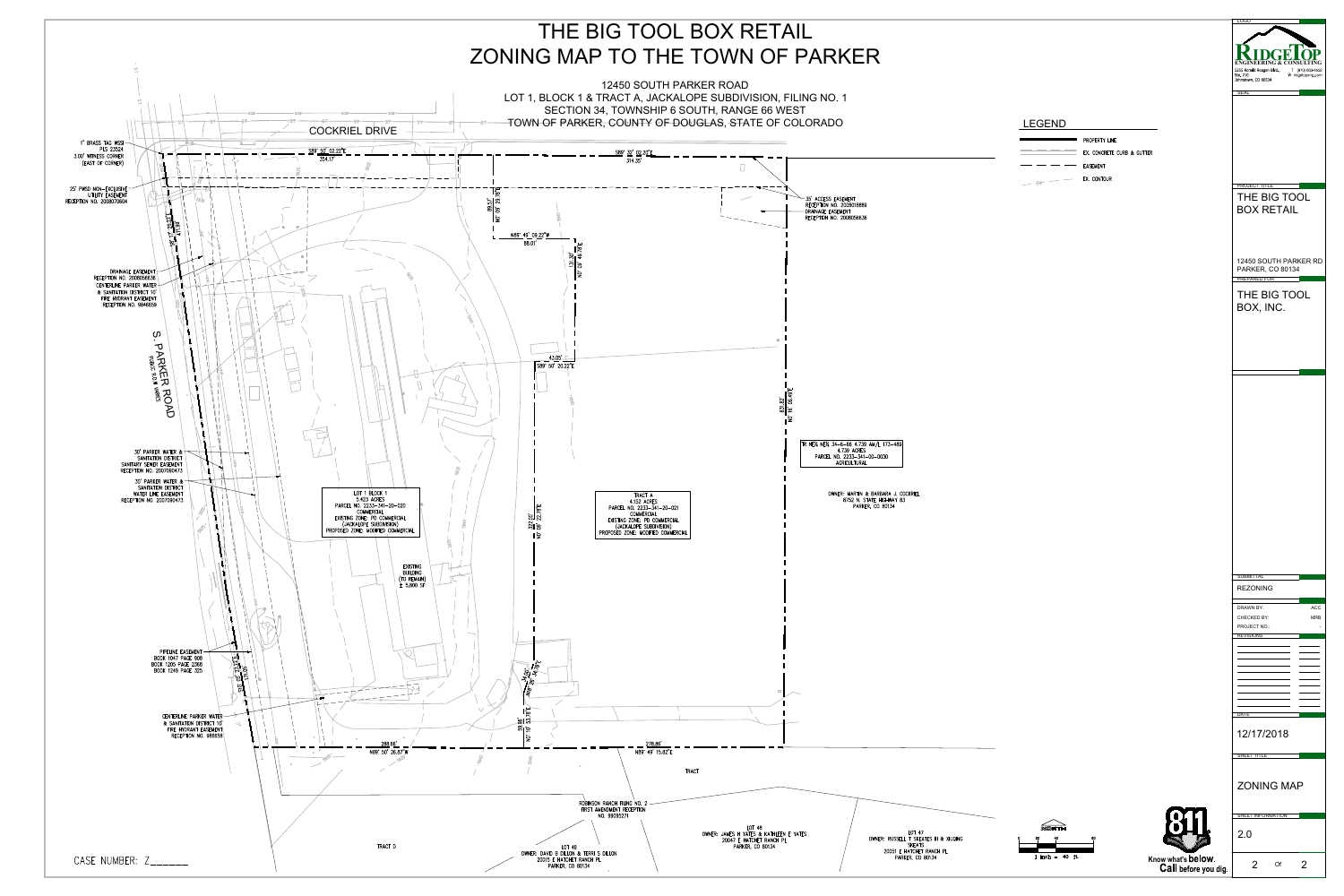# THE BIG TOOL BOX RETAIL
# ZONING MAP TO THE TOWN OF PARKER

12450 SOUTH PARKER ROAD
LOT 1, BLOCK 1 & TRACT A, JACKALOPE SUBDIVISION, FILING NO. 1
SECTION 34, TOWNSHIP 6 SOUTH, RANGE 66 WEST
TOWN OF PARKER, COUNTY OF DOUGLAS, STATE OF COLORADO

COCKRIEL DRIVE

S89° 50' 02.22"E
354.17'

S89° 50' 02.22"E
314.35'

1" BRASS TAG WSSI
PLS 23524
3.00' WITNESS CORNER
(EAST OF CORNER)

25' PWSD NON-EXCLUSIVE UTILITY EASEMENT
RECEPTION NO. 2008070604

35' ACCESS EASEMENT
RECEPTION NO. 2008018889
DRAINAGE EASEMENT
RECEPTION NO. 2008056636

DRAINAGE EASEMENT
RECEPTION NO. 2008056636

CENTERLINE PARKER WATER & SANITATION DISTRICT 10' FIRE HYDRANT EASEMENT
RECEPTION NO. 9846659

N89° 49' 09.22"W
86.01'

S. PARKER ROAD
PUBLIC R.O.W VARIES

43.05'
S89° 50' 20.32"E

30' PARKER WATER & SANITATION DISTRICT SANITARY SEWER EASEMENT
RECEPTION NO. 2007080473

30' PARKER WATER & SANITATION DISTRICT WATER LINE EASEMENT
RECEPTION NO. 2007080473

TR NEW NEW 34-6-66 4.739 AM/L 173-489
4.739 ACRES
PARCEL NO. 2233-341-00-0030
AGRICULTURAL

OWNER: MARTIN & BARBARA J. COCKRIEL
8752 N. STATE HIGHWAY 83
PARKER, CO 80134

LOT 1 BLOCK 1
5.423 ACRES
PARCEL NO. 2233-341-20-020
COMMERCIAL
EXISTING ZONE: PD COMMERCIAL
(JACKALOPE SUBDIVISION)
PROPOSED ZONE: MODIFIED COMMERCIAL

TRACT A
4.152 ACRES
PARCEL NO. 2233-341-20-021
COMMERCIAL
EXISTING ZONE: PD COMMERCIAL
(JACKALOPE SUBDIVISION)
PROPOSED ZONE: MODIFIED COMMERCIAL

EXISTING BUILDING (TO REMAIN) ± 5,600 SF

PIPELINE EASEMENT
BOOK 1047 PAGE 908
BOOK 1200 PAGE 2368
BOOK 1249 PAGE 325

CENTERLINE PARKER WATER & SANITATION DISTRICT 10' FIRE HYDRANT EASEMENT
RECEPTION NO. 986659

288.60'
N89° 50' 26.87"W

278.86'
N89° 49' 15.82"E

TRACT

ROBINSON RANCH FILING NO. 2 FIRST AMENDMENT RECEPTION NO. 99093271

TRACT D

LOT 49
OWNER: DAVID S DILLON & TERRI S DILLON
20015 E HATCHET RANCH PL
PARKER, CO 80134

LOT 48
OWNER: JAMES H YATES & KATHLEEN E YATES
20047 E HATCHET RANCH PL
PARKER, CO 80134

LOT 47
OWNER: RUSSELL T SKEATES III & XIUQING SKEATS
20051 E HATCHET RANCH PL
PARKER, CO 80134

## LEGEND

- PROPERTY LINE
- EX. CONCRETE CURB & GUTTER
- EASEMENT
- EX. CONTOUR

NORTH
1 inch = 40 ft.

811 Know what's below. Call before you dig.

CASE NUMBER: Z______

RIDGETOP ENGINEERING & CONSULTING

PROJECT TITLE: THE BIG TOOL BOX RETAIL

12450 SOUTH PARKER RD
PARKER, CO 80134

PREPARED FOR: THE BIG TOOL BOX, INC.

SUBMITTAL: REZONING

DRAWN BY: ACC
CHECKED BY: MRB
PROJECT NO.:

DATE: 12/17/2018

SHEET TITLE: ZONING MAP

SHEET INFORMATION: 2.0